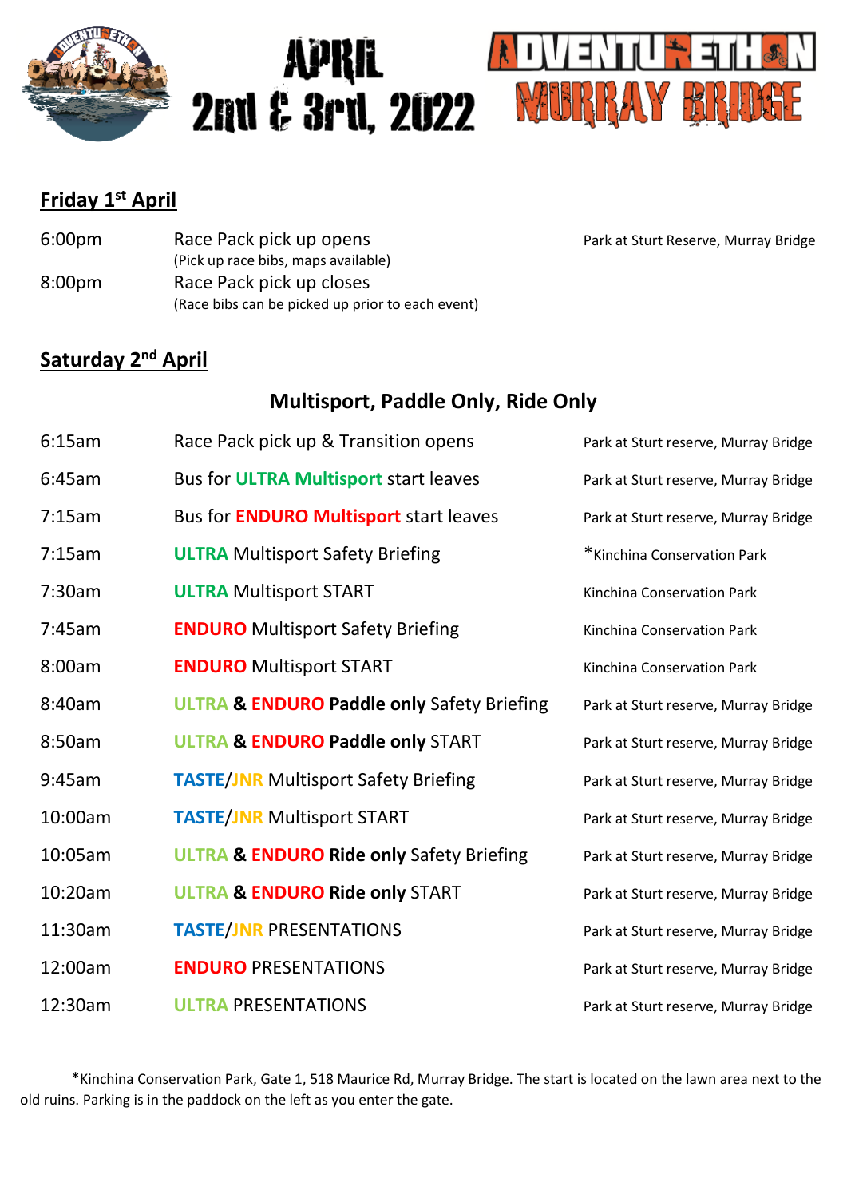# APRIL 2nd & 3rd, 2022

# ADVENTURETHON MURRAY BRIDGE

## Friday 1st April

| | | |
|---|---|---|
| 6:00pm | Race Pack pick up opens (Pick up race bibs, maps available) | Park at Sturt Reserve, Murray Bridge |
| 8:00pm | Race Pack pick up closes (Race bibs can be picked up prior to each event) | |

## Saturday 2nd April

### Multisport, Paddle Only, Ride Only

| | | |
|---|---|---|
| 6:15am | Race Pack pick up & Transition opens | Park at Sturt reserve, Murray Bridge |
| 6:45am | Bus for **ULTRA Multisport** start leaves | Park at Sturt reserve, Murray Bridge |
| 7:15am | Bus for **ENDURO Multisport** start leaves | Park at Sturt reserve, Murray Bridge |
| 7:15am | **ULTRA** Multisport Safety Briefing | *Kinchina Conservation Park |
| 7:30am | **ULTRA** Multisport START | Kinchina Conservation Park |
| 7:45am | **ENDURO** Multisport Safety Briefing | Kinchina Conservation Park |
| 8:00am | **ENDURO** Multisport START | Kinchina Conservation Park |
| 8:40am | **ULTRA & ENDURO Paddle only** Safety Briefing | Park at Sturt reserve, Murray Bridge |
| 8:50am | **ULTRA & ENDURO Paddle only** START | Park at Sturt reserve, Murray Bridge |
| 9:45am | **TASTE/JNR** Multisport Safety Briefing | Park at Sturt reserve, Murray Bridge |
| 10:00am | **TASTE/JNR** Multisport START | Park at Sturt reserve, Murray Bridge |
| 10:05am | **ULTRA & ENDURO Ride only** Safety Briefing | Park at Sturt reserve, Murray Bridge |
| 10:20am | **ULTRA & ENDURO Ride only** START | Park at Sturt reserve, Murray Bridge |
| 11:30am | **TASTE/JNR** PRESENTATIONS | Park at Sturt reserve, Murray Bridge |
| 12:00am | **ENDURO** PRESENTATIONS | Park at Sturt reserve, Murray Bridge |
| 12:30am | **ULTRA** PRESENTATIONS | Park at Sturt reserve, Murray Bridge |

*Kinchina Conservation Park, Gate 1, 518 Maurice Rd, Murray Bridge. The start is located on the lawn area next to the old ruins. Parking is in the paddock on the left as you enter the gate.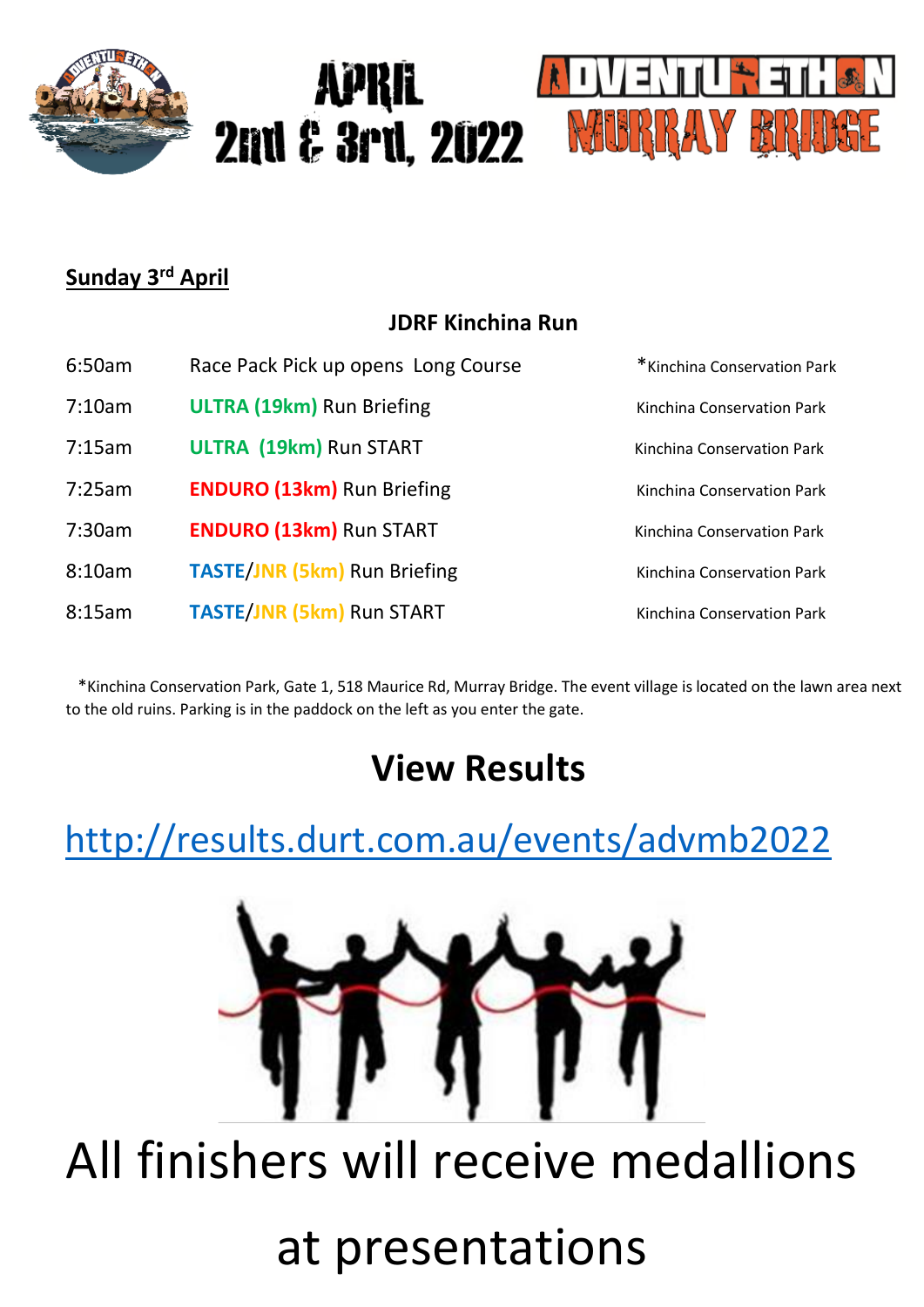APRIL 2nd & 3rd, 2022

ADVENTURETHON MURRAY BRIDGE

**Sunday 3rd April**

**JDRF Kinchina Run**

| | | |
|---|---|---|
| 6:50am | Race Pack Pick up opens Long Course | *Kinchina Conservation Park |
| 7:10am | **ULTRA (19km)** Run Briefing | Kinchina Conservation Park |
| 7:15am | **ULTRA (19km)** Run START | Kinchina Conservation Park |
| 7:25am | **ENDURO (13km)** Run Briefing | Kinchina Conservation Park |
| 7:30am | **ENDURO (13km)** Run START | Kinchina Conservation Park |
| 8:10am | **TASTE/JNR (5km)** Run Briefing | Kinchina Conservation Park |
| 8:15am | **TASTE/JNR (5km)** Run START | Kinchina Conservation Park |

*Kinchina Conservation Park, Gate 1, 518 Maurice Rd, Murray Bridge. The event village is located on the lawn area next to the old ruins. Parking is in the paddock on the left as you enter the gate.

## View Results

http://results.durt.com.au/events/advmb2022

# All finishers will receive medallions at presentations